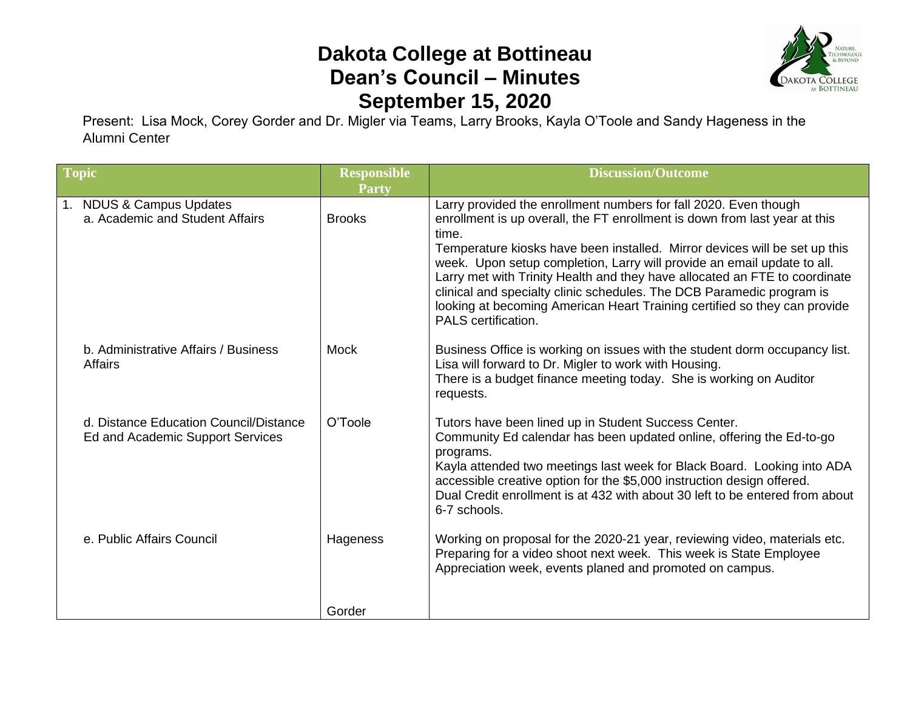# Dakota College at Bottineau
# Dean's Council – Minutes
# September 15, 2020

Present: Lisa Mock, Corey Gorder and Dr. Migler via Teams, Larry Brooks, Kayla O'Toole and Sandy Hageness in the Alumni Center

| Topic | Responsible Party | Discussion/Outcome |
|---|---|---|
| 1. NDUS & Campus Updates<br>a. Academic and Student Affairs | Brooks | Larry provided the enrollment numbers for fall 2020. Even though enrollment is up overall, the FT enrollment is down from last year at this time.<br>Temperature kiosks have been installed. Mirror devices will be set up this week. Upon setup completion, Larry will provide an email update to all.<br>Larry met with Trinity Health and they have allocated an FTE to coordinate clinical and specialty clinic schedules. The DCB Paramedic program is looking at becoming American Heart Training certified so they can provide PALS certification. |
| b. Administrative Affairs / Business Affairs | Mock | Business Office is working on issues with the student dorm occupancy list. Lisa will forward to Dr. Migler to work with Housing.<br>There is a budget finance meeting today. She is working on Auditor requests. |
| d. Distance Education Council/Distance Ed and Academic Support Services | O'Toole | Tutors have been lined up in Student Success Center.<br>Community Ed calendar has been updated online, offering the Ed-to-go programs.<br>Kayla attended two meetings last week for Black Board. Looking into ADA accessible creative option for the $5,000 instruction design offered.<br>Dual Credit enrollment is at 432 with about 30 left to be entered from about 6-7 schools. |
| e. Public Affairs Council | Hageness | Working on proposal for the 2020-21 year, reviewing video, materials etc. Preparing for a video shoot next week. This week is State Employee Appreciation week, events planed and promoted on campus. |
| | Gorder | |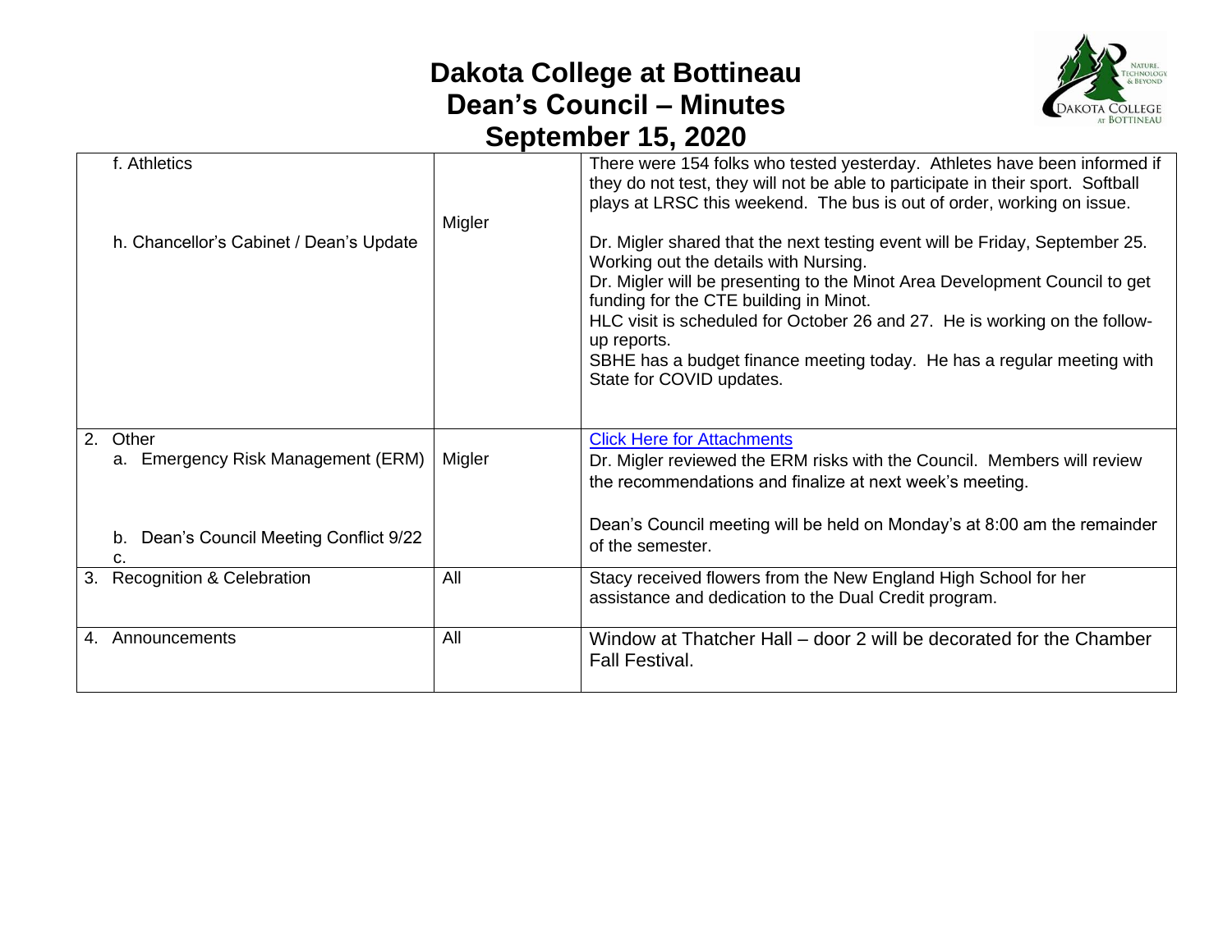# Dakota College at Bottineau
# Dean's Council – Minutes
# September 15, 2020

| | | |
|---|---|---|
| f. Athletics<br><br>h. Chancellor's Cabinet / Dean's Update | Migler | There were 154 folks who tested yesterday. Athletes have been informed if they do not test, they will not be able to participate in their sport. Softball plays at LRSC this weekend. The bus is out of order, working on issue.<br><br>Dr. Migler shared that the next testing event will be Friday, September 25. Working out the details with Nursing.<br>Dr. Migler will be presenting to the Minot Area Development Council to get funding for the CTE building in Minot.<br>HLC visit is scheduled for October 26 and 27. He is working on the follow-up reports.<br>SBHE has a budget finance meeting today. He has a regular meeting with State for COVID updates. |
| 2. Other<br>a. Emergency Risk Management (ERM)<br><br>b. Dean's Council Meeting Conflict 9/22<br>c. | Migler | [Click Here for Attachments]<br>Dr. Migler reviewed the ERM risks with the Council. Members will review the recommendations and finalize at next week's meeting.<br><br>Dean's Council meeting will be held on Monday's at 8:00 am the remainder of the semester. |
| 3. Recognition & Celebration | All | Stacy received flowers from the New England High School for her assistance and dedication to the Dual Credit program. |
| 4. Announcements | All | Window at Thatcher Hall – door 2 will be decorated for the Chamber Fall Festival. |